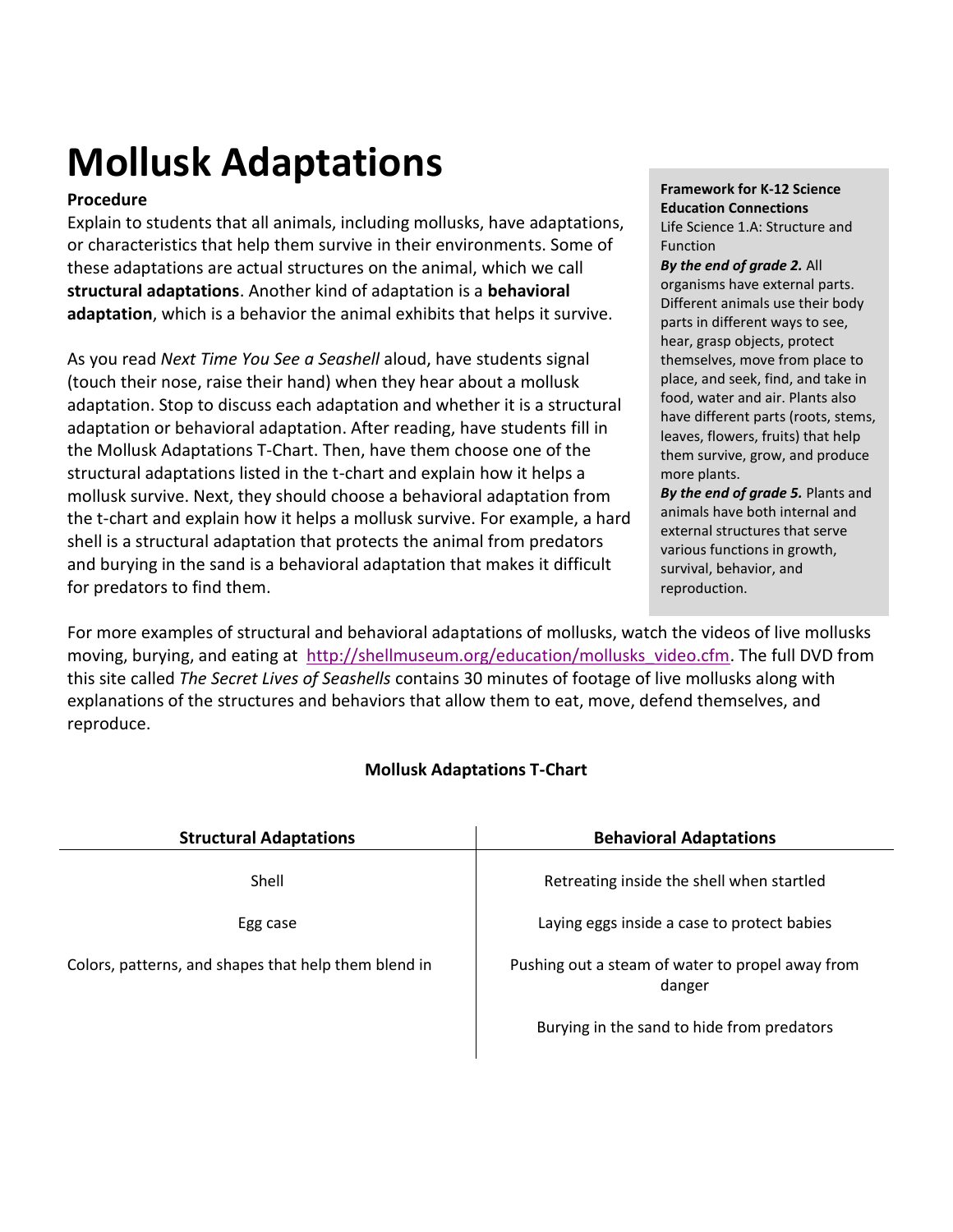# Mollusk Adaptations

**Procedure**

Explain to students that all animals, including mollusks, have adaptations, or characteristics that help them survive in their environments. Some of these adaptations are actual structures on the animal, which we call **structural adaptations**. Another kind of adaptation is a **behavioral adaptation**, which is a behavior the animal exhibits that helps it survive.

As you read *Next Time You See a Seashell* aloud, have students signal (touch their nose, raise their hand) when they hear about a mollusk adaptation. Stop to discuss each adaptation and whether it is a structural adaptation or behavioral adaptation. After reading, have students fill in the Mollusk Adaptations T-Chart. Then, have them choose one of the structural adaptations listed in the t-chart and explain how it helps a mollusk survive. Next, they should choose a behavioral adaptation from the t-chart and explain how it helps a mollusk survive. For example, a hard shell is a structural adaptation that protects the animal from predators and burying in the sand is a behavioral adaptation that makes it difficult for predators to find them.

**Framework for K-12 Science Education Connections**

Life Science 1.A: Structure and Function

***By the end of grade 2.*** All organisms have external parts. Different animals use their body parts in different ways to see, hear, grasp objects, protect themselves, move from place to place, and seek, find, and take in food, water and air. Plants also have different parts (roots, stems, leaves, flowers, fruits) that help them survive, grow, and produce more plants.

***By the end of grade 5.*** Plants and animals have both internal and external structures that serve various functions in growth, survival, behavior, and reproduction.

For more examples of structural and behavioral adaptations of mollusks, watch the videos of live mollusks moving, burying, and eating at http://shellmuseum.org/education/mollusks_video.cfm. The full DVD from this site called *The Secret Lives of Seashells* contains 30 minutes of footage of live mollusks along with explanations of the structures and behaviors that allow them to eat, move, defend themselves, and reproduce.

**Mollusk Adaptations T-Chart**

| Structural Adaptations | Behavioral Adaptations |
|---|---|
| Shell | Retreating inside the shell when startled |
| Egg case | Laying eggs inside a case to protect babies |
| Colors, patterns, and shapes that help them blend in | Pushing out a steam of water to propel away from danger |
| | Burying in the sand to hide from predators |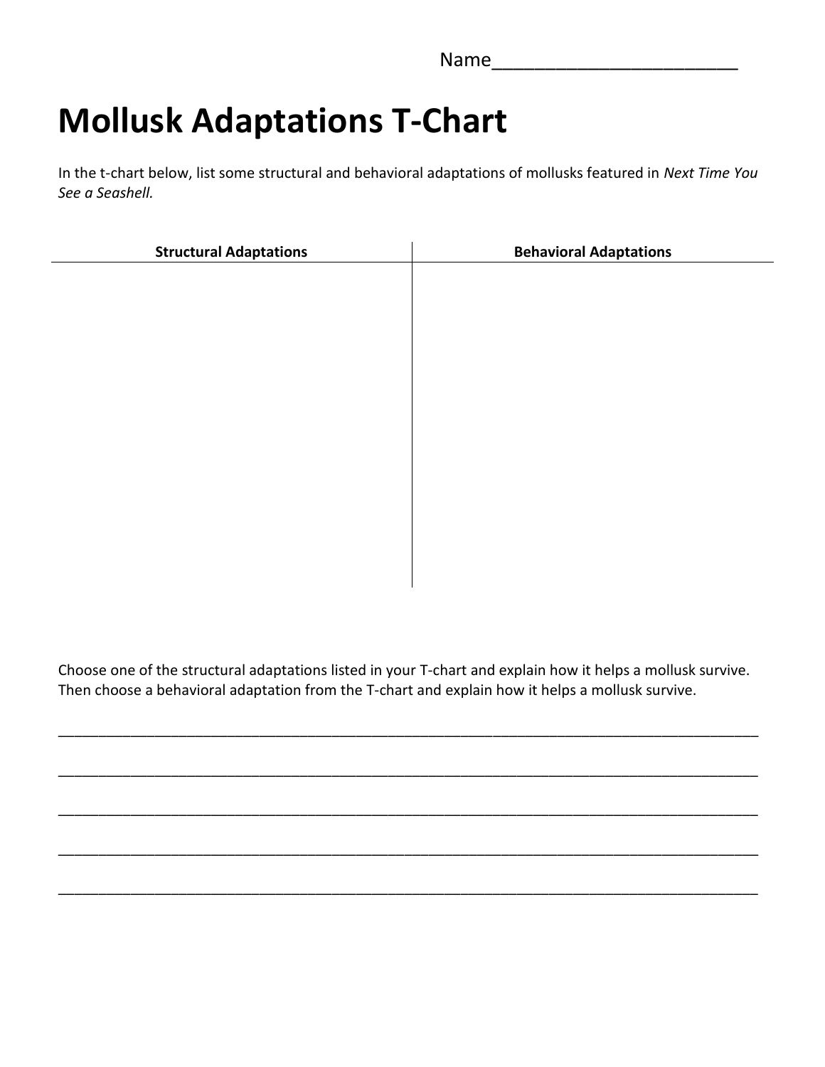Name______________________

# Mollusk Adaptations T-Chart

In the t-chart below, list some structural and behavioral adaptations of mollusks featured in *Next Time You See a Seashell.*

| Structural Adaptations | Behavioral Adaptations |
|---|---|
| | |

Choose one of the structural adaptations listed in your T-chart and explain how it helps a mollusk survive. Then choose a behavioral adaptation from the T-chart and explain how it helps a mollusk survive.

______________________________________________________________________________

______________________________________________________________________________

______________________________________________________________________________

______________________________________________________________________________

______________________________________________________________________________